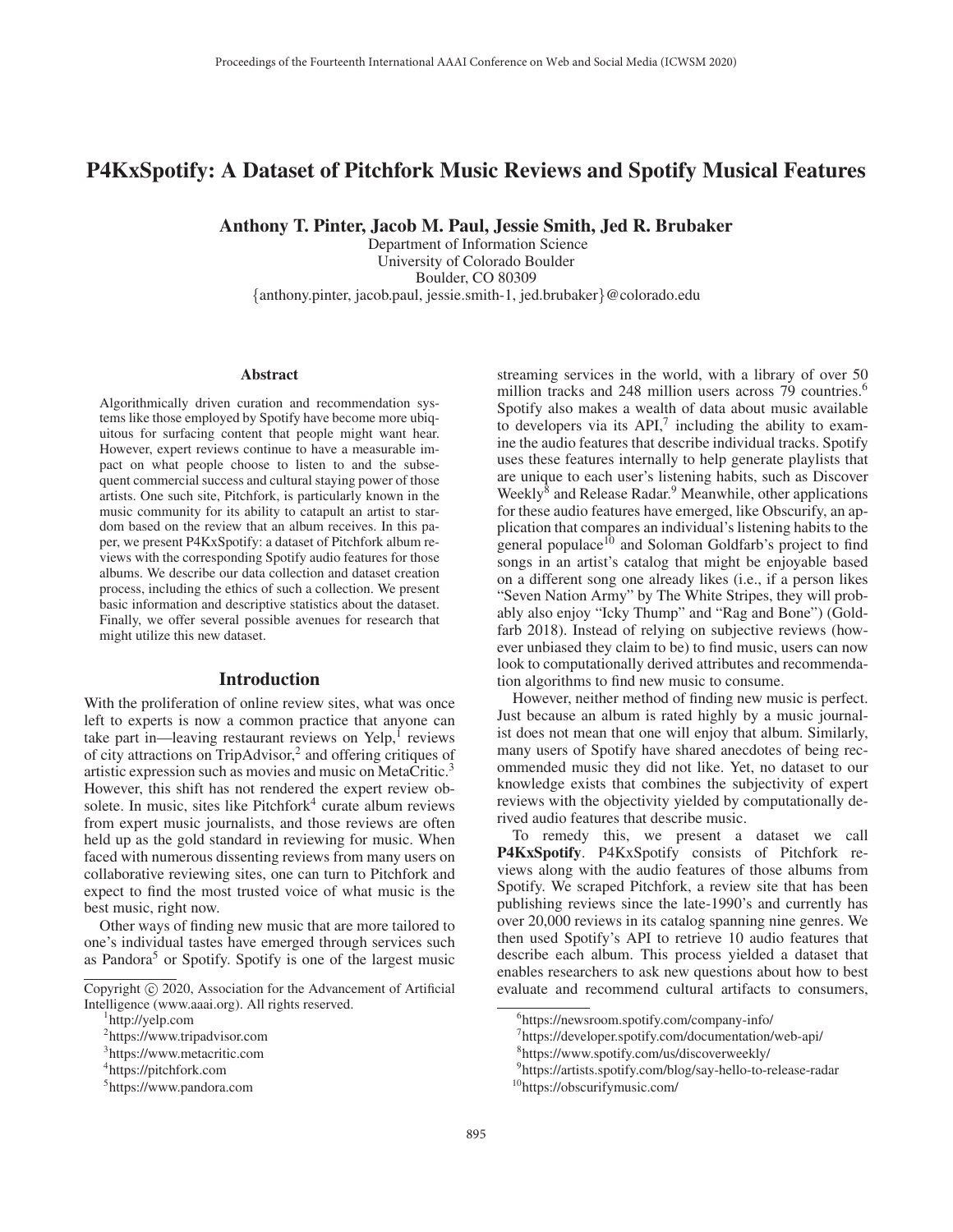# P4KxSpotify: A Dataset of Pitchfork Music Reviews and Spotify Musical Features

**Anthony T. Pinter, Jacob M. Paul, Jessie Smith, Jed R. Brubaker**

Department of Information Science
University of Colorado Boulder
Boulder, CO 80309
{anthony.pinter, jacob.paul, jessie.smith-1, jed.brubaker}@colorado.edu

## Abstract

Algorithmically driven curation and recommendation systems like those employed by Spotify have become more ubiquitous for surfacing content that people might want hear. However, expert reviews continue to have a measurable impact on what people choose to listen to and the subsequent commercial success and cultural staying power of those artists. One such site, Pitchfork, is particularly known in the music community for its ability to catapult an artist to stardom based on the review that an album receives. In this paper, we present P4KxSpotify: a dataset of Pitchfork album reviews with the corresponding Spotify audio features for those albums. We describe our data collection and dataset creation process, including the ethics of such a collection. We present basic information and descriptive statistics about the dataset. Finally, we offer several possible avenues for research that might utilize this new dataset.

## Introduction

With the proliferation of online review sites, what was once left to experts is now a common practice that anyone can take part in—leaving restaurant reviews on Yelp,[1] reviews of city attractions on TripAdvisor,[2] and offering critiques of artistic expression such as movies and music on MetaCritic.[3] However, this shift has not rendered the expert review obsolete. In music, sites like Pitchfork[4] curate album reviews from expert music journalists, and those reviews are often held up as the gold standard in reviewing for music. When faced with numerous dissenting reviews from many users on collaborative reviewing sites, one can turn to Pitchfork and expect to find the most trusted voice of what music is the best music, right now.

Other ways of finding new music that are more tailored to one's individual tastes have emerged through services such as Pandora[5] or Spotify. Spotify is one of the largest music streaming services in the world, with a library of over 50 million tracks and 248 million users across 79 countries.[6] Spotify also makes a wealth of data about music available to developers via its API,[7] including the ability to examine the audio features that describe individual tracks. Spotify uses these features internally to help generate playlists that are unique to each user's listening habits, such as Discover Weekly[8] and Release Radar.[9] Meanwhile, other applications for these audio features have emerged, like Obscurify, an application that compares an individual's listening habits to the general populace[10] and Soloman Goldfarb's project to find songs in an artist's catalog that might be enjoyable based on a different song one already likes (i.e., if a person likes "Seven Nation Army" by The White Stripes, they will probably also enjoy "Icky Thump" and "Rag and Bone") (Goldfarb 2018). Instead of relying on subjective reviews (however unbiased they claim to be) to find music, users can now look to computationally derived attributes and recommendation algorithms to find new music to consume.

However, neither method of finding new music is perfect. Just because an album is rated highly by a music journalist does not mean that one will enjoy that album. Similarly, many users of Spotify have shared anecdotes of being recommended music they did not like. Yet, no dataset to our knowledge exists that combines the subjectivity of expert reviews with the objectivity yielded by computationally derived audio features that describe music.

To remedy this, we present a dataset we call **P4KxSpotify**. P4KxSpotify consists of Pitchfork reviews along with the audio features of those albums from Spotify. We scraped Pitchfork, a review site that has been publishing reviews since the late-1990's and currently has over 20,000 reviews in its catalog spanning nine genres. We then used Spotify's API to retrieve 10 audio features that describe each album. This process yielded a dataset that enables researchers to ask new questions about how to best evaluate and recommend cultural artifacts to consumers,

Copyright © 2020, Association for the Advancement of Artificial Intelligence (www.aaai.org). All rights reserved.

[1] http://yelp.com
[2] https://www.tripadvisor.com
[3] https://www.metacritic.com
[4] https://pitchfork.com
[5] https://www.pandora.com
[6] https://newsroom.spotify.com/company-info/
[7] https://developer.spotify.com/documentation/web-api/
[8] https://www.spotify.com/us/discoverweekly/
[9] https://artists.spotify.com/blog/say-hello-to-release-radar
[10] https://obscurifymusic.com/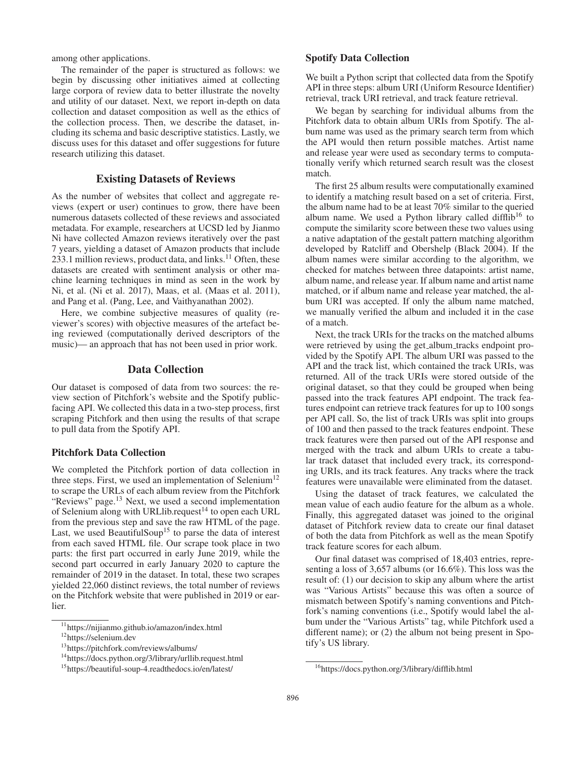among other applications.

The remainder of the paper is structured as follows: we begin by discussing other initiatives aimed at collecting large corpora of review data to better illustrate the novelty and utility of our dataset. Next, we report in-depth on data collection and dataset composition as well as the ethics of the collection process. Then, we describe the dataset, including its schema and basic descriptive statistics. Lastly, we discuss uses for this dataset and offer suggestions for future research utilizing this dataset.

## Existing Datasets of Reviews

As the number of websites that collect and aggregate reviews (expert or user) continues to grow, there have been numerous datasets collected of these reviews and associated metadata. For example, researchers at UCSD led by Jianmo Ni have collected Amazon reviews iteratively over the past 7 years, yielding a dataset of Amazon products that include 233.1 million reviews, product data, and links.[11] Often, these datasets are created with sentiment analysis or other machine learning techniques in mind as seen in the work by Ni, et al. (Ni et al. 2017), Maas, et al. (Maas et al. 2011), and Pang et al. (Pang, Lee, and Vaithyanathan 2002).

Here, we combine subjective measures of quality (reviewer's scores) with objective measures of the artefact being reviewed (computationally derived descriptors of the music)— an approach that has not been used in prior work.

## Data Collection

Our dataset is composed of data from two sources: the review section of Pitchfork's website and the Spotify public-facing API. We collected this data in a two-step process, first scraping Pitchfork and then using the results of that scrape to pull data from the Spotify API.

### Pitchfork Data Collection

We completed the Pitchfork portion of data collection in three steps. First, we used an implementation of Selenium[12] to scrape the URLs of each album review from the Pitchfork "Reviews" page.[13] Next, we used a second implementation of Selenium along with URLlib.request[14] to open each URL from the previous step and save the raw HTML of the page. Last, we used BeautifulSoup[15] to parse the data of interest from each saved HTML file. Our scrape took place in two parts: the first part occurred in early June 2019, while the second part occurred in early January 2020 to capture the remainder of 2019 in the dataset. In total, these two scrapes yielded 22,060 distinct reviews, the total number of reviews on the Pitchfork website that were published in 2019 or earlier.

### Spotify Data Collection

We built a Python script that collected data from the Spotify API in three steps: album URI (Uniform Resource Identifier) retrieval, track URI retrieval, and track feature retrieval.

We began by searching for individual albums from the Pitchfork data to obtain album URIs from Spotify. The album name was used as the primary search term from which the API would then return possible matches. Artist name and release year were used as secondary terms to computationally verify which returned search result was the closest match.

The first 25 album results were computationally examined to identify a matching result based on a set of criteria. First, the album name had to be at least 70% similar to the queried album name. We used a Python library called difflib[16] to compute the similarity score between these two values using a native adaptation of the gestalt pattern matching algorithm developed by Ratcliff and Obershelp (Black 2004). If the album names were similar according to the algorithm, we checked for matches between three datapoints: artist name, album name, and release year. If album name and artist name matched, or if album name and release year matched, the album URI was accepted. If only the album name matched, we manually verified the album and included it in the case of a match.

Next, the track URIs for the tracks on the matched albums were retrieved by using the get_album_tracks endpoint provided by the Spotify API. The album URI was passed to the API and the track list, which contained the track URIs, was returned. All of the track URIs were stored outside of the original dataset, so that they could be grouped when being passed into the track features API endpoint. The track features endpoint can retrieve track features for up to 100 songs per API call. So, the list of track URIs was split into groups of 100 and then passed to the track features endpoint. These track features were then parsed out of the API response and merged with the track and album URIs to create a tabular track dataset that included every track, its corresponding URIs, and its track features. Any tracks where the track features were unavailable were eliminated from the dataset.

Using the dataset of track features, we calculated the mean value of each audio feature for the album as a whole. Finally, this aggregated dataset was joined to the original dataset of Pitchfork review data to create our final dataset of both the data from Pitchfork as well as the mean Spotify track feature scores for each album.

Our final dataset was comprised of 18,403 entries, representing a loss of 3,657 albums (or 16.6%). This loss was the result of: (1) our decision to skip any album where the artist was "Various Artists" because this was often a source of mismatch between Spotify's naming conventions and Pitchfork's naming conventions (i.e., Spotify would label the album under the "Various Artists" tag, while Pitchfork used a different name); or (2) the album not being present in Spotify's US library.

---

[11] https://nijianmo.github.io/amazon/index.html

[12] https://selenium.dev

[13] https://pitchfork.com/reviews/albums/

[14] https://docs.python.org/3/library/urllib.request.html

[15] https://beautiful-soup-4.readthedocs.io/en/latest/

[16] https://docs.python.org/3/library/difflib.html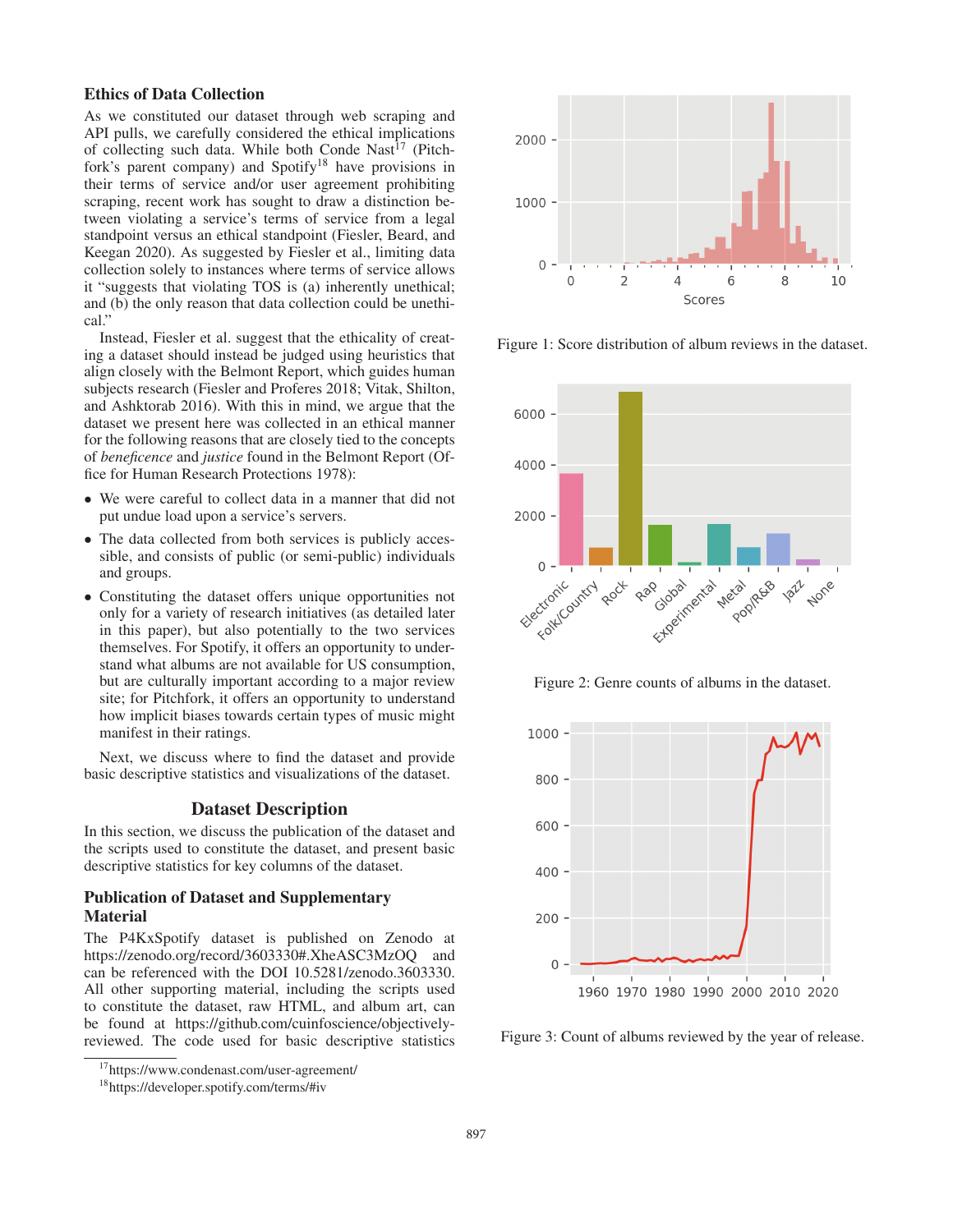### Ethics of Data Collection

As we constituted our dataset through web scraping and API pulls, we carefully considered the ethical implications of collecting such data. While both Conde Nast[17] (Pitchfork's parent company) and Spotify[18] have provisions in their terms of service and/or user agreement prohibiting scraping, recent work has sought to draw a distinction between violating a service's terms of service from a legal standpoint versus an ethical standpoint (Fiesler, Beard, and Keegan 2020). As suggested by Fiesler et al., limiting data collection solely to instances where terms of service allows it "suggests that violating TOS is (a) inherently unethical; and (b) the only reason that data collection could be unethical."

Instead, Fiesler et al. suggest that the ethicality of creating a dataset should instead be judged using heuristics that align closely with the Belmont Report, which guides human subjects research (Fiesler and Proferes 2018; Vitak, Shilton, and Ashktorab 2016). With this in mind, we argue that the dataset we present here was collected in an ethical manner for the following reasons that are closely tied to the concepts of *beneficence* and *justice* found in the Belmont Report (Office for Human Research Protections 1978):

- We were careful to collect data in a manner that did not put undue load upon a service's servers.
- The data collected from both services is publicly accessible, and consists of public (or semi-public) individuals and groups.
- Constituting the dataset offers unique opportunities not only for a variety of research initiatives (as detailed later in this paper), but also potentially to the two services themselves. For Spotify, it offers an opportunity to understand what albums are not available for US consumption, but are culturally important according to a major review site; for Pitchfork, it offers an opportunity to understand how implicit biases towards certain types of music might manifest in their ratings.

Next, we discuss where to find the dataset and provide basic descriptive statistics and visualizations of the dataset.

## Dataset Description

In this section, we discuss the publication of the dataset and the scripts used to constitute the dataset, and present basic descriptive statistics for key columns of the dataset.

### Publication of Dataset and Supplementary Material

The P4KxSpotify dataset is published on Zenodo at https://zenodo.org/record/3603330#.XheASC3MzOQ and can be referenced with the DOI 10.5281/zenodo.3603330. All other supporting material, including the scripts used to constitute the dataset, raw HTML, and album art, can be found at https://github.com/cuinfoscience/objectively-reviewed. The code used for basic descriptive statistics

[17] https://www.condenast.com/user-agreement/

[18] https://developer.spotify.com/terms/#iv

Figure 1: Score distribution of album reviews in the dataset.

Figure 2: Genre counts of albums in the dataset.

Figure 3: Count of albums reviewed by the year of release.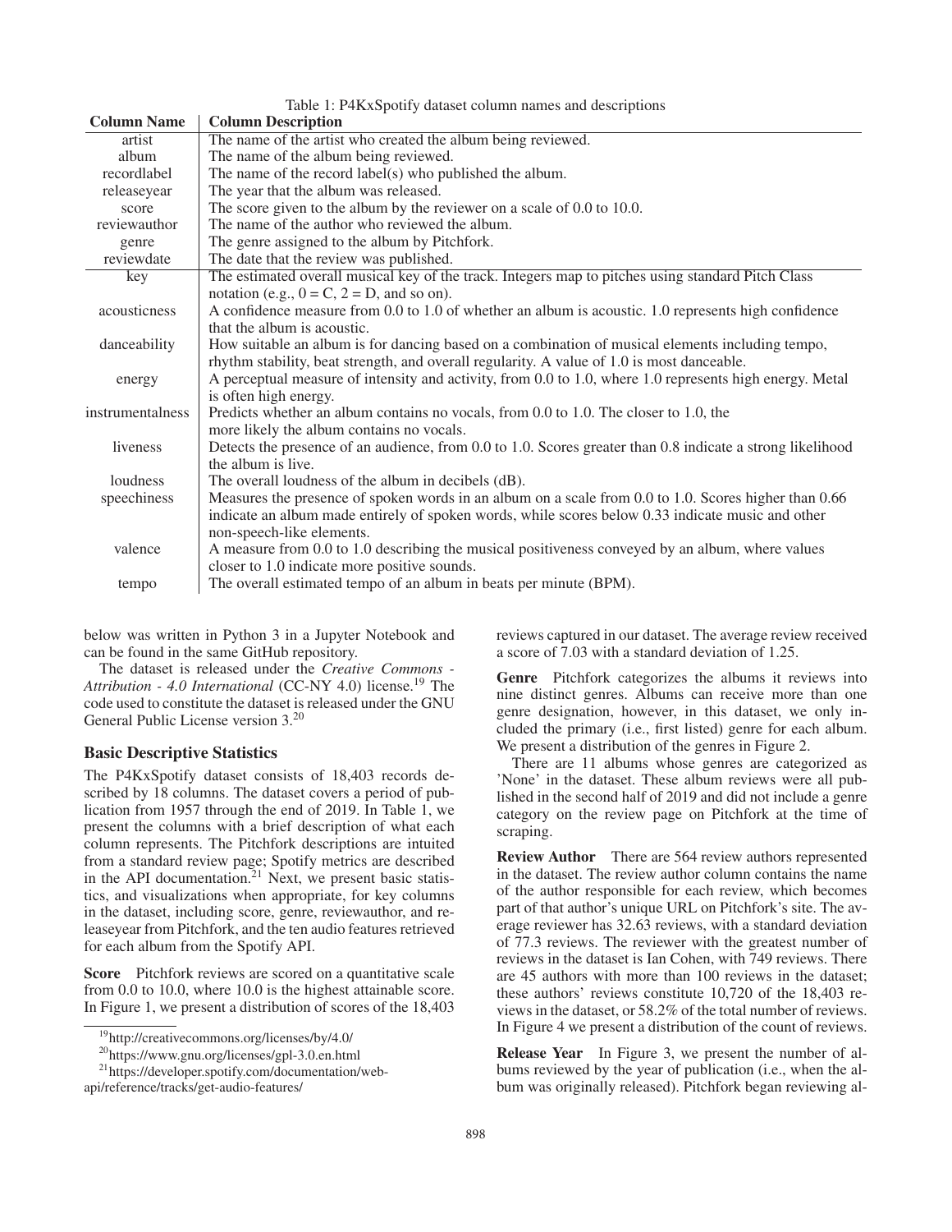Table 1: P4KxSpotify dataset column names and descriptions

| Column Name | Column Description |
|---|---|
| artist | The name of the artist who created the album being reviewed. |
| album | The name of the album being reviewed. |
| recordlabel | The name of the record label(s) who published the album. |
| releaseyear | The year that the album was released. |
| score | The score given to the album by the reviewer on a scale of 0.0 to 10.0. |
| reviewauthor | The name of the author who reviewed the album. |
| genre | The genre assigned to the album by Pitchfork. |
| reviewdate | The date that the review was published. |
| key | The estimated overall musical key of the track. Integers map to pitches using standard Pitch Class notation (e.g., 0 = C, 2 = D, and so on). |
| acousticness | A confidence measure from 0.0 to 1.0 of whether an album is acoustic. 1.0 represents high confidence that the album is acoustic. |
| danceability | How suitable an album is for dancing based on a combination of musical elements including tempo, rhythm stability, beat strength, and overall regularity. A value of 1.0 is most danceable. |
| energy | A perceptual measure of intensity and activity, from 0.0 to 1.0, where 1.0 represents high energy. Metal is often high energy. |
| instrumentalness | Predicts whether an album contains no vocals, from 0.0 to 1.0. The closer to 1.0, the more likely the album contains no vocals. |
| liveness | Detects the presence of an audience, from 0.0 to 1.0. Scores greater than 0.8 indicate a strong likelihood the album is live. |
| loudness | The overall loudness of the album in decibels (dB). |
| speechiness | Measures the presence of spoken words in an album on a scale from 0.0 to 1.0. Scores higher than 0.66 indicate an album made entirely of spoken words, while scores below 0.33 indicate music and other non-speech-like elements. |
| valence | A measure from 0.0 to 1.0 describing the musical positiveness conveyed by an album, where values closer to 1.0 indicate more positive sounds. |
| tempo | The overall estimated tempo of an album in beats per minute (BPM). |

below was written in Python 3 in a Jupyter Notebook and can be found in the same GitHub repository.

The dataset is released under the *Creative Commons - Attribution - 4.0 International* (CC-NY 4.0) license.[19] The code used to constitute the dataset is released under the GNU General Public License version 3.[20]

### Basic Descriptive Statistics

The P4KxSpotify dataset consists of 18,403 records described by 18 columns. The dataset covers a period of publication from 1957 through the end of 2019. In Table 1, we present the columns with a brief description of what each column represents. The Pitchfork descriptions are intuited from a standard review page; Spotify metrics are described in the API documentation.[21] Next, we present basic statistics, and visualizations when appropriate, for key columns in the dataset, including score, genre, reviewauthor, and releaseyear from Pitchfork, and the ten audio features retrieved for each album from the Spotify API.

**Score** Pitchfork reviews are scored on a quantitative scale from 0.0 to 10.0, where 10.0 is the highest attainable score. In Figure 1, we present a distribution of scores of the 18,403 reviews captured in our dataset. The average review received a score of 7.03 with a standard deviation of 1.25.

**Genre** Pitchfork categorizes the albums it reviews into nine distinct genres. Albums can receive more than one genre designation, however, in this dataset, we only included the primary (i.e., first listed) genre for each album. We present a distribution of the genres in Figure 2.

There are 11 albums whose genres are categorized as 'None' in the dataset. These album reviews were all published in the second half of 2019 and did not include a genre category on the review page on Pitchfork at the time of scraping.

**Review Author** There are 564 review authors represented in the dataset. The review author column contains the name of the author responsible for each review, which becomes part of that author's unique URL on Pitchfork's site. The average reviewer has 32.63 reviews, with a standard deviation of 77.3 reviews. The reviewer with the greatest number of reviews in the dataset is Ian Cohen, with 749 reviews. There are 45 authors with more than 100 reviews in the dataset; these authors' reviews constitute 10,720 of the 18,403 reviews in the dataset, or 58.2% of the total number of reviews. In Figure 4 we present a distribution of the count of reviews.

**Release Year** In Figure 3, we present the number of albums reviewed by the year of publication (i.e., when the album was originally released). Pitchfork began reviewing al-

[19] http://creativecommons.org/licenses/by/4.0/

[20] https://www.gnu.org/licenses/gpl-3.0.en.html

[21] https://developer.spotify.com/documentation/web-api/reference/tracks/get-audio-features/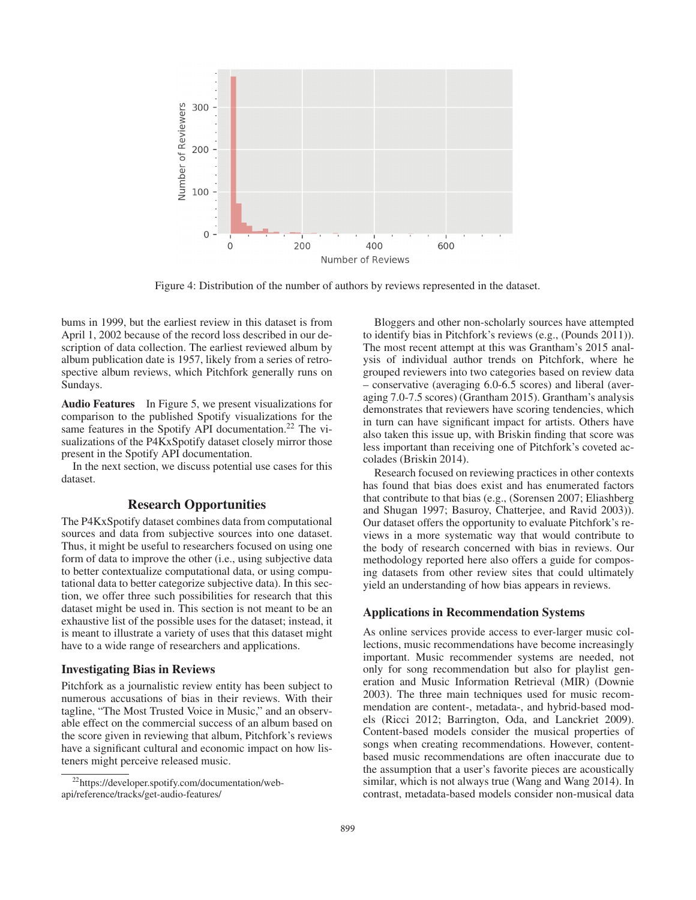Figure 4: Distribution of the number of authors by reviews represented in the dataset.

bums in 1999, but the earliest review in this dataset is from April 1, 2002 because of the record loss described in our description of data collection. The earliest reviewed album by album publication date is 1957, likely from a series of retrospective album reviews, which Pitchfork generally runs on Sundays.

**Audio Features** In Figure 5, we present visualizations for comparison to the published Spotify visualizations for the same features in the Spotify API documentation.[22] The visualizations of the P4KxSpotify dataset closely mirror those present in the Spotify API documentation.

In the next section, we discuss potential use cases for this dataset.

## Research Opportunities

The P4KxSpotify dataset combines data from computational sources and data from subjective sources into one dataset. Thus, it might be useful to researchers focused on using one form of data to improve the other (i.e., using subjective data to better contextualize computational data, or using computational data to better categorize subjective data). In this section, we offer three such possibilities for research that this dataset might be used in. This section is not meant to be an exhaustive list of the possible uses for the dataset; instead, it is meant to illustrate a variety of uses that this dataset might have to a wide range of researchers and applications.

### Investigating Bias in Reviews

Pitchfork as a journalistic review entity has been subject to numerous accusations of bias in their reviews. With their tagline, "The Most Trusted Voice in Music," and an observable effect on the commercial success of an album based on the score given in reviewing that album, Pitchfork's reviews have a significant cultural and economic impact on how listeners might perceive released music.

Bloggers and other non-scholarly sources have attempted to identify bias in Pitchfork's reviews (e.g., (Pounds 2011)). The most recent attempt at this was Grantham's 2015 analysis of individual author trends on Pitchfork, where he grouped reviewers into two categories based on review data – conservative (averaging 6.0-6.5 scores) and liberal (averaging 7.0-7.5 scores) (Grantham 2015). Grantham's analysis demonstrates that reviewers have scoring tendencies, which in turn can have significant impact for artists. Others have also taken this issue up, with Briskin finding that score was less important than receiving one of Pitchfork's coveted accolades (Briskin 2014).

Research focused on reviewing practices in other contexts has found that bias does exist and has enumerated factors that contribute to that bias (e.g., (Sorensen 2007; Eliashberg and Shugan 1997; Basuroy, Chatterjee, and Ravid 2003)). Our dataset offers the opportunity to evaluate Pitchfork's reviews in a more systematic way that would contribute to the body of research concerned with bias in reviews. Our methodology reported here also offers a guide for composing datasets from other review sites that could ultimately yield an understanding of how bias appears in reviews.

### Applications in Recommendation Systems

As online services provide access to ever-larger music collections, music recommendations have become increasingly important. Music recommender systems are needed, not only for song recommendation but also for playlist generation and Music Information Retrieval (MIR) (Downie 2003). The three main techniques used for music recommendation are content-, metadata-, and hybrid-based models (Ricci 2012; Barrington, Oda, and Lanckriet 2009). Content-based models consider the musical properties of songs when creating recommendations. However, content-based music recommendations are often inaccurate due to the assumption that a user's favorite pieces are acoustically similar, which is not always true (Wang and Wang 2014). In contrast, metadata-based models consider non-musical data

[22] https://developer.spotify.com/documentation/web-api/reference/tracks/get-audio-features/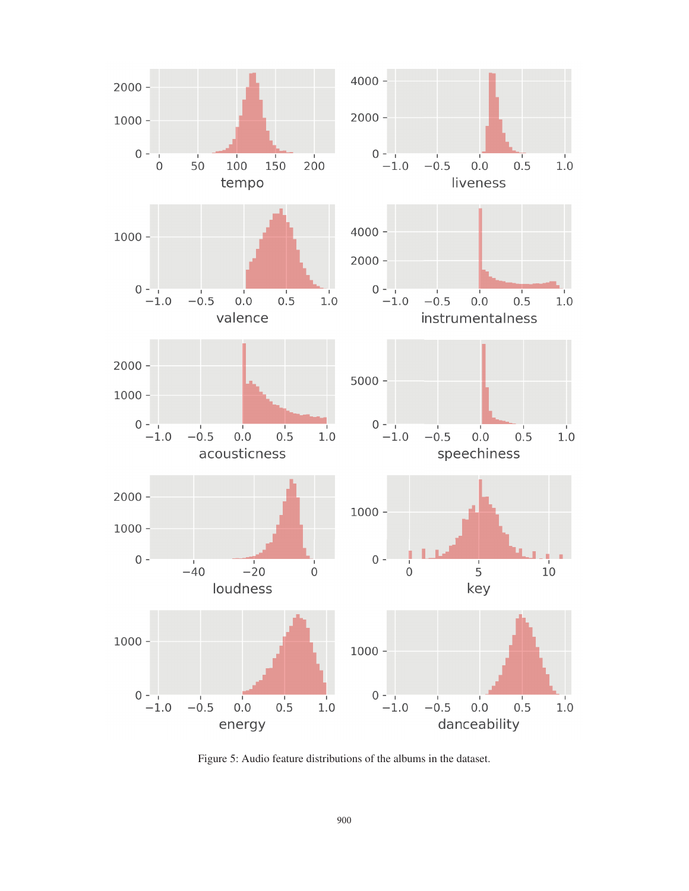Figure 5: Audio feature distributions of the albums in the dataset.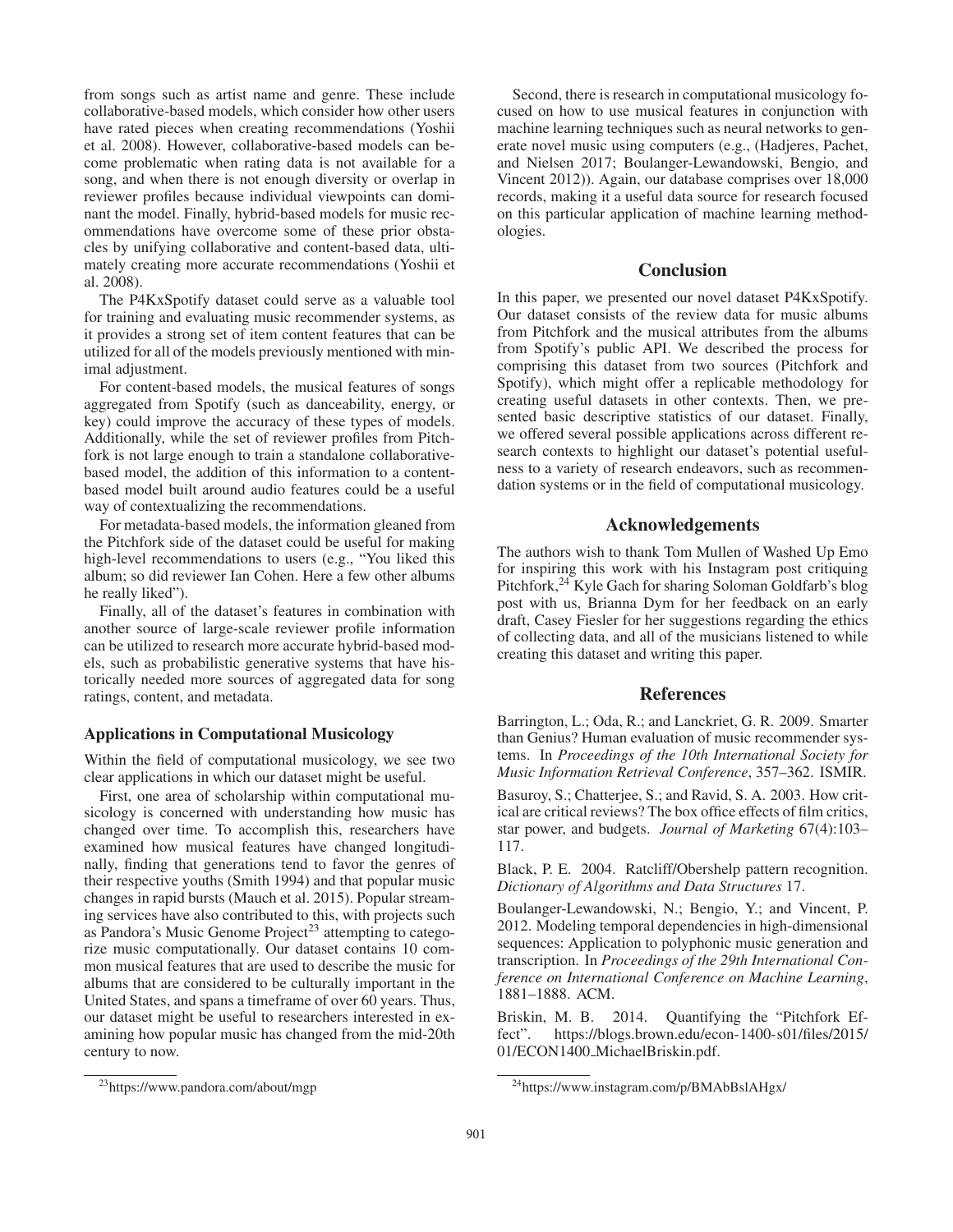from songs such as artist name and genre. These include collaborative-based models, which consider how other users have rated pieces when creating recommendations (Yoshii et al. 2008). However, collaborative-based models can become problematic when rating data is not available for a song, and when there is not enough diversity or overlap in reviewer profiles because individual viewpoints can dominant the model. Finally, hybrid-based models for music recommendations have overcome some of these prior obstacles by unifying collaborative and content-based data, ultimately creating more accurate recommendations (Yoshii et al. 2008).

The P4KxSpotify dataset could serve as a valuable tool for training and evaluating music recommender systems, as it provides a strong set of item content features that can be utilized for all of the models previously mentioned with minimal adjustment.

For content-based models, the musical features of songs aggregated from Spotify (such as danceability, energy, or key) could improve the accuracy of these types of models. Additionally, while the set of reviewer profiles from Pitchfork is not large enough to train a standalone collaborative-based model, the addition of this information to a content-based model built around audio features could be a useful way of contextualizing the recommendations.

For metadata-based models, the information gleaned from the Pitchfork side of the dataset could be useful for making high-level recommendations to users (e.g., "You liked this album; so did reviewer Ian Cohen. Here a few other albums he really liked").

Finally, all of the dataset's features in combination with another source of large-scale reviewer profile information can be utilized to research more accurate hybrid-based models, such as probabilistic generative systems that have historically needed more sources of aggregated data for song ratings, content, and metadata.

### Applications in Computational Musicology

Within the field of computational musicology, we see two clear applications in which our dataset might be useful.

First, one area of scholarship within computational musicology is concerned with understanding how music has changed over time. To accomplish this, researchers have examined how musical features have changed longitudinally, finding that generations tend to favor the genres of their respective youths (Smith 1994) and that popular music changes in rapid bursts (Mauch et al. 2015). Popular streaming services have also contributed to this, with projects such as Pandora's Music Genome Project[23] attempting to categorize music computationally. Our dataset contains 10 common musical features that are used to describe the music for albums that are considered to be culturally important in the United States, and spans a timeframe of over 60 years. Thus, our dataset might be useful to researchers interested in examining how popular music has changed from the mid-20th century to now.

Second, there is research in computational musicology focused on how to use musical features in conjunction with machine learning techniques such as neural networks to generate novel music using computers (e.g., (Hadjeres, Pachet, and Nielsen 2017; Boulanger-Lewandowski, Bengio, and Vincent 2012)). Again, our database comprises over 18,000 records, making it a useful data source for research focused on this particular application of machine learning methodologies.

## Conclusion

In this paper, we presented our novel dataset P4KxSpotify. Our dataset consists of the review data for music albums from Pitchfork and the musical attributes from the albums from Spotify's public API. We described the process for comprising this dataset from two sources (Pitchfork and Spotify), which might offer a replicable methodology for creating useful datasets in other contexts. Then, we presented basic descriptive statistics of our dataset. Finally, we offered several possible applications across different research contexts to highlight our dataset's potential usefulness to a variety of research endeavors, such as recommendation systems or in the field of computational musicology.

## Acknowledgements

The authors wish to thank Tom Mullen of Washed Up Emo for inspiring this work with his Instagram post critiquing Pitchfork,[24] Kyle Gach for sharing Soloman Goldfarb's blog post with us, Brianna Dym for her feedback on an early draft, Casey Fiesler for her suggestions regarding the ethics of collecting data, and all of the musicians listened to while creating this dataset and writing this paper.

## References

Barrington, L.; Oda, R.; and Lanckriet, G. R. 2009. Smarter than Genius? Human evaluation of music recommender systems. In *Proceedings of the 10th International Society for Music Information Retrieval Conference*, 357–362. ISMIR.

Basuroy, S.; Chatterjee, S.; and Ravid, S. A. 2003. How critical are critical reviews? The box office effects of film critics, star power, and budgets. *Journal of Marketing* 67(4):103–117.

Black, P. E. 2004. Ratcliff/Obershelp pattern recognition. *Dictionary of Algorithms and Data Structures* 17.

Boulanger-Lewandowski, N.; Bengio, Y.; and Vincent, P. 2012. Modeling temporal dependencies in high-dimensional sequences: Application to polyphonic music generation and transcription. In *Proceedings of the 29th International Conference on International Conference on Machine Learning*, 1881–1888. ACM.

Briskin, M. B. 2014. Quantifying the "Pitchfork Effect". https://blogs.brown.edu/econ-1400-s01/files/2015/01/ECON1400_MichaelBriskin.pdf.

[23] https://www.pandora.com/about/mgp

[24] https://www.instagram.com/p/BMAbBslAHgx/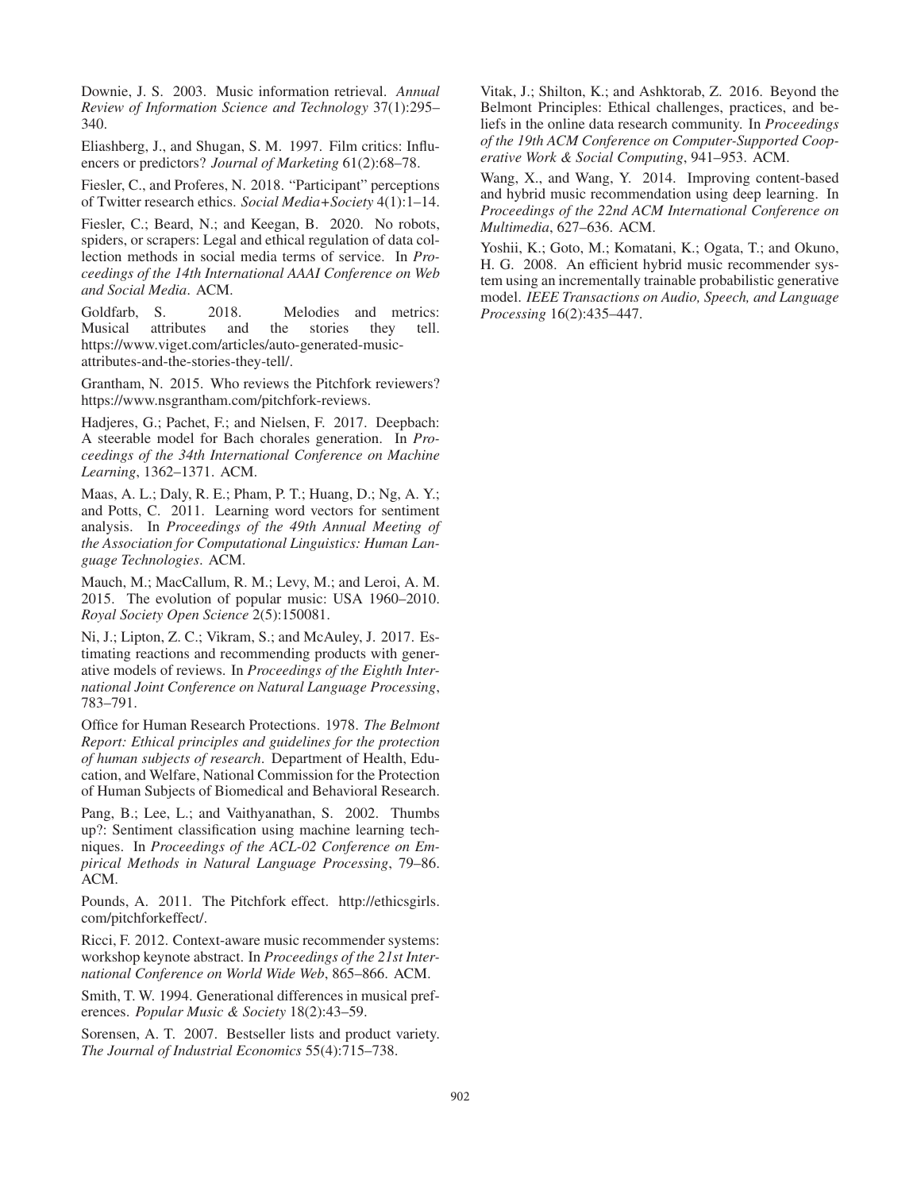Downie, J. S. 2003. Music information retrieval. *Annual Review of Information Science and Technology* 37(1):295–340.

Eliashberg, J., and Shugan, S. M. 1997. Film critics: Influencers or predictors? *Journal of Marketing* 61(2):68–78.

Fiesler, C., and Proferes, N. 2018. "Participant" perceptions of Twitter research ethics. *Social Media+Society* 4(1):1–14.

Fiesler, C.; Beard, N.; and Keegan, B. 2020. No robots, spiders, or scrapers: Legal and ethical regulation of data collection methods in social media terms of service. In *Proceedings of the 14th International AAAI Conference on Web and Social Media*. ACM.

Goldfarb, S. 2018. Melodies and metrics: Musical attributes and the stories they tell. https://www.viget.com/articles/auto-generated-music-attributes-and-the-stories-they-tell/.

Grantham, N. 2015. Who reviews the Pitchfork reviewers? https://www.nsgrantham.com/pitchfork-reviews.

Hadjeres, G.; Pachet, F.; and Nielsen, F. 2017. Deepbach: A steerable model for Bach chorales generation. In *Proceedings of the 34th International Conference on Machine Learning*, 1362–1371. ACM.

Maas, A. L.; Daly, R. E.; Pham, P. T.; Huang, D.; Ng, A. Y.; and Potts, C. 2011. Learning word vectors for sentiment analysis. In *Proceedings of the 49th Annual Meeting of the Association for Computational Linguistics: Human Language Technologies*. ACM.

Mauch, M.; MacCallum, R. M.; Levy, M.; and Leroi, A. M. 2015. The evolution of popular music: USA 1960–2010. *Royal Society Open Science* 2(5):150081.

Ni, J.; Lipton, Z. C.; Vikram, S.; and McAuley, J. 2017. Estimating reactions and recommending products with generative models of reviews. In *Proceedings of the Eighth International Joint Conference on Natural Language Processing*, 783–791.

Office for Human Research Protections. 1978. *The Belmont Report: Ethical principles and guidelines for the protection of human subjects of research*. Department of Health, Education, and Welfare, National Commission for the Protection of Human Subjects of Biomedical and Behavioral Research.

Pang, B.; Lee, L.; and Vaithyanathan, S. 2002. Thumbs up?: Sentiment classification using machine learning techniques. In *Proceedings of the ACL-02 Conference on Empirical Methods in Natural Language Processing*, 79–86. ACM.

Pounds, A. 2011. The Pitchfork effect. http://ethicsgirls.com/pitchforkeffect/.

Ricci, F. 2012. Context-aware music recommender systems: workshop keynote abstract. In *Proceedings of the 21st International Conference on World Wide Web*, 865–866. ACM.

Smith, T. W. 1994. Generational differences in musical preferences. *Popular Music & Society* 18(2):43–59.

Sorensen, A. T. 2007. Bestseller lists and product variety. *The Journal of Industrial Economics* 55(4):715–738.

Vitak, J.; Shilton, K.; and Ashktorab, Z. 2016. Beyond the Belmont Principles: Ethical challenges, practices, and beliefs in the online data research community. In *Proceedings of the 19th ACM Conference on Computer-Supported Cooperative Work & Social Computing*, 941–953. ACM.

Wang, X., and Wang, Y. 2014. Improving content-based and hybrid music recommendation using deep learning. In *Proceedings of the 22nd ACM International Conference on Multimedia*, 627–636. ACM.

Yoshii, K.; Goto, M.; Komatani, K.; Ogata, T.; and Okuno, H. G. 2008. An efficient hybrid music recommender system using an incrementally trainable probabilistic generative model. *IEEE Transactions on Audio, Speech, and Language Processing* 16(2):435–447.